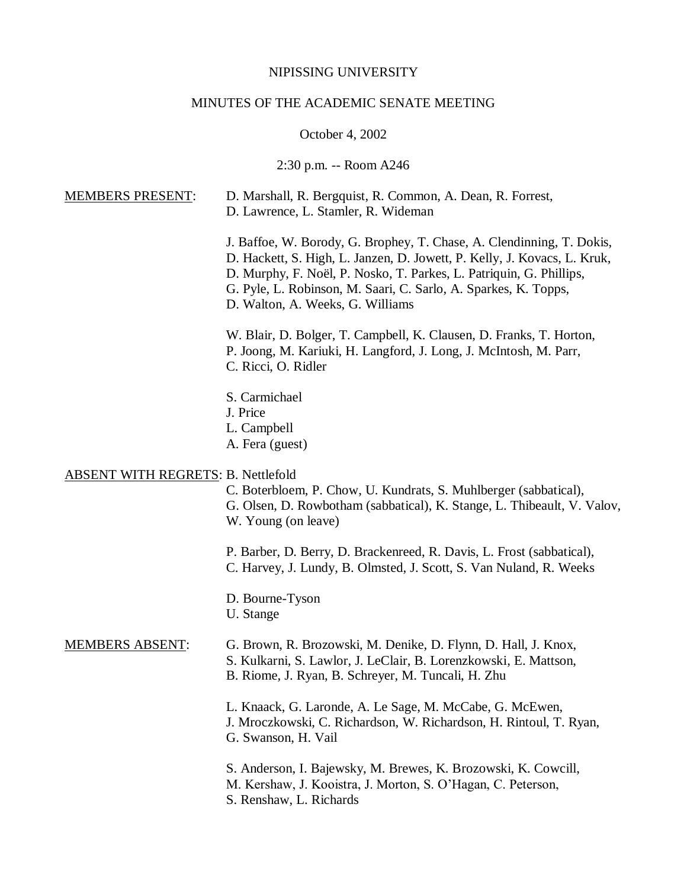NIPISSING UNIVERSITY

MINUTES OF THE ACADEMIC SENATE MEETING

October 4, 2002

2:30 p.m. -- Room A246

MEMBERS PRESENT: D. Marshall, R. Bergquist, R. Common, A. Dean, R. Forrest, D. Lawrence, L. Stamler, R. Wideman

J. Baffoe, W. Borody, G. Brophey, T. Chase, A. Clendinning, T. Dokis, D. Hackett, S. High, L. Janzen, D. Jowett, P. Kelly, J. Kovacs, L. Kruk, D. Murphy, F. Noël, P. Nosko, T. Parkes, L. Patriquin, G. Phillips, G. Pyle, L. Robinson, M. Saari, C. Sarlo, A. Sparkes, K. Topps, D. Walton, A. Weeks, G. Williams

W. Blair, D. Bolger, T. Campbell, K. Clausen, D. Franks, T. Horton, P. Joong, M. Kariuki, H. Langford, J. Long, J. McIntosh, M. Parr, C. Ricci, O. Ridler

S. Carmichael
J. Price
L. Campbell
A. Fera (guest)

ABSENT WITH REGRETS: B. Nettlefold

C. Boterbloem, P. Chow, U. Kundrats, S. Muhlberger (sabbatical), G. Olsen, D. Rowbotham (sabbatical), K. Stange, L. Thibeault, V. Valov, W. Young (on leave)

P. Barber, D. Berry, D. Brackenreed, R. Davis, L. Frost (sabbatical), C. Harvey, J. Lundy, B. Olmsted, J. Scott, S. Van Nuland, R. Weeks

D. Bourne-Tyson
U. Stange

MEMBERS ABSENT: G. Brown, R. Brozowski, M. Denike, D. Flynn, D. Hall, J. Knox, S. Kulkarni, S. Lawlor, J. LeClair, B. Lorenzkowski, E. Mattson, B. Riome, J. Ryan, B. Schreyer, M. Tuncali, H. Zhu

L. Knaack, G. Laronde, A. Le Sage, M. McCabe, G. McEwen, J. Mroczkowski, C. Richardson, W. Richardson, H. Rintoul, T. Ryan, G. Swanson, H. Vail

S. Anderson, I. Bajewsky, M. Brewes, K. Brozowski, K. Cowcill, M. Kershaw, J. Kooistra, J. Morton, S. O'Hagan, C. Peterson, S. Renshaw, L. Richards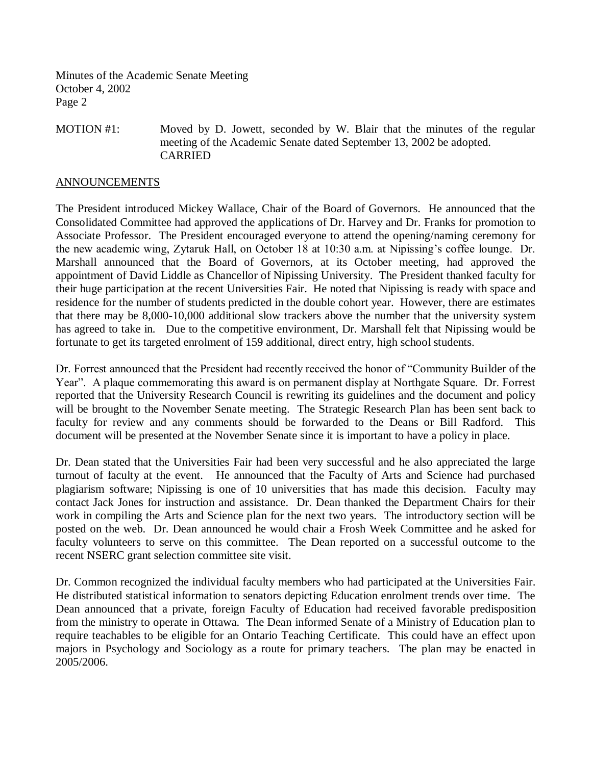MOTION #1: Moved by D. Jowett, seconded by W. Blair that the minutes of the regular meeting of the Academic Senate dated September 13, 2002 be adopted.
CARRIED

## ANNOUNCEMENTS

The President introduced Mickey Wallace, Chair of the Board of Governors. He announced that the Consolidated Committee had approved the applications of Dr. Harvey and Dr. Franks for promotion to Associate Professor. The President encouraged everyone to attend the opening/naming ceremony for the new academic wing, Zytaruk Hall, on October 18 at 10:30 a.m. at Nipissing's coffee lounge. Dr. Marshall announced that the Board of Governors, at its October meeting, had approved the appointment of David Liddle as Chancellor of Nipissing University. The President thanked faculty for their huge participation at the recent Universities Fair. He noted that Nipissing is ready with space and residence for the number of students predicted in the double cohort year. However, there are estimates that there may be 8,000-10,000 additional slow trackers above the number that the university system has agreed to take in. Due to the competitive environment, Dr. Marshall felt that Nipissing would be fortunate to get its targeted enrolment of 159 additional, direct entry, high school students.

Dr. Forrest announced that the President had recently received the honor of "Community Builder of the Year". A plaque commemorating this award is on permanent display at Northgate Square. Dr. Forrest reported that the University Research Council is rewriting its guidelines and the document and policy will be brought to the November Senate meeting. The Strategic Research Plan has been sent back to faculty for review and any comments should be forwarded to the Deans or Bill Radford. This document will be presented at the November Senate since it is important to have a policy in place.

Dr. Dean stated that the Universities Fair had been very successful and he also appreciated the large turnout of faculty at the event. He announced that the Faculty of Arts and Science had purchased plagiarism software; Nipissing is one of 10 universities that has made this decision. Faculty may contact Jack Jones for instruction and assistance. Dr. Dean thanked the Department Chairs for their work in compiling the Arts and Science plan for the next two years. The introductory section will be posted on the web. Dr. Dean announced he would chair a Frosh Week Committee and he asked for faculty volunteers to serve on this committee. The Dean reported on a successful outcome to the recent NSERC grant selection committee site visit.

Dr. Common recognized the individual faculty members who had participated at the Universities Fair. He distributed statistical information to senators depicting Education enrolment trends over time. The Dean announced that a private, foreign Faculty of Education had received favorable predisposition from the ministry to operate in Ottawa. The Dean informed Senate of a Ministry of Education plan to require teachables to be eligible for an Ontario Teaching Certificate. This could have an effect upon majors in Psychology and Sociology as a route for primary teachers. The plan may be enacted in 2005/2006.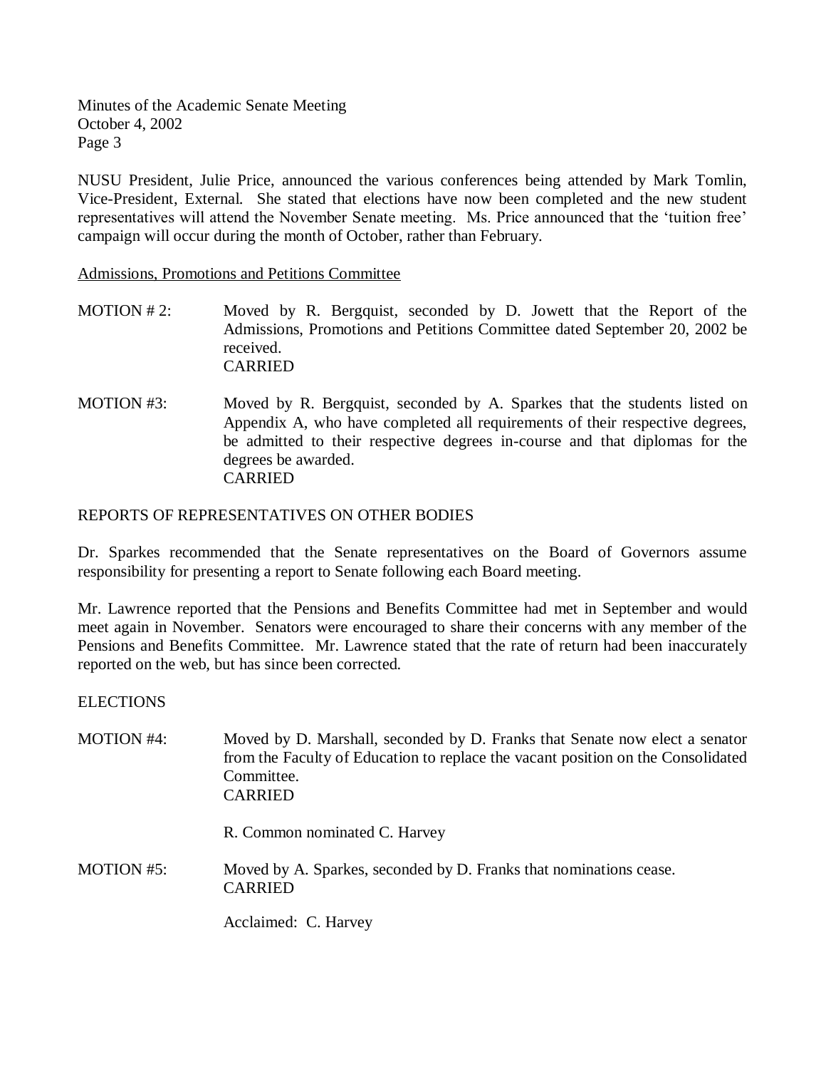NUSU President, Julie Price, announced the various conferences being attended by Mark Tomlin, Vice-President, External. She stated that elections have now been completed and the new student representatives will attend the November Senate meeting. Ms. Price announced that the 'tuition free' campaign will occur during the month of October, rather than February.

Admissions, Promotions and Petitions Committee

MOTION # 2: Moved by R. Bergquist, seconded by D. Jowett that the Report of the Admissions, Promotions and Petitions Committee dated September 20, 2002 be received.
CARRIED

MOTION #3: Moved by R. Bergquist, seconded by A. Sparkes that the students listed on Appendix A, who have completed all requirements of their respective degrees, be admitted to their respective degrees in-course and that diplomas for the degrees be awarded.
CARRIED

## REPORTS OF REPRESENTATIVES ON OTHER BODIES

Dr. Sparkes recommended that the Senate representatives on the Board of Governors assume responsibility for presenting a report to Senate following each Board meeting.

Mr. Lawrence reported that the Pensions and Benefits Committee had met in September and would meet again in November. Senators were encouraged to share their concerns with any member of the Pensions and Benefits Committee. Mr. Lawrence stated that the rate of return had been inaccurately reported on the web, but has since been corrected.

## ELECTIONS

MOTION #4: Moved by D. Marshall, seconded by D. Franks that Senate now elect a senator from the Faculty of Education to replace the vacant position on the Consolidated Committee.
CARRIED

R. Common nominated C. Harvey

MOTION #5: Moved by A. Sparkes, seconded by D. Franks that nominations cease.
CARRIED

Acclaimed: C. Harvey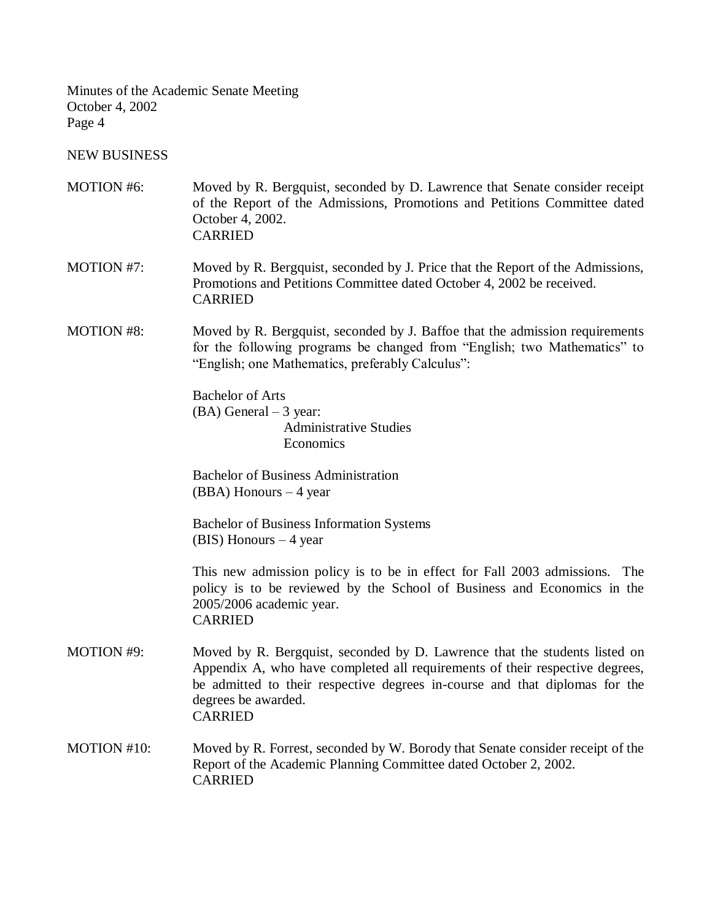## NEW BUSINESS

**MOTION #6:** Moved by R. Bergquist, seconded by D. Lawrence that Senate consider receipt of the Report of the Admissions, Promotions and Petitions Committee dated October 4, 2002.
CARRIED

**MOTION #7:** Moved by R. Bergquist, seconded by J. Price that the Report of the Admissions, Promotions and Petitions Committee dated October 4, 2002 be received.
CARRIED

**MOTION #8:** Moved by R. Bergquist, seconded by J. Baffoe that the admission requirements for the following programs be changed from "English; two Mathematics" to "English; one Mathematics, preferably Calculus":

Bachelor of Arts
(BA) General – 3 year:
- Administrative Studies
- Economics

Bachelor of Business Administration
(BBA) Honours – 4 year

Bachelor of Business Information Systems
(BIS) Honours – 4 year

This new admission policy is to be in effect for Fall 2003 admissions. The policy is to be reviewed by the School of Business and Economics in the 2005/2006 academic year.
CARRIED

**MOTION #9:** Moved by R. Bergquist, seconded by D. Lawrence that the students listed on Appendix A, who have completed all requirements of their respective degrees, be admitted to their respective degrees in-course and that diplomas for the degrees be awarded.
CARRIED

**MOTION #10:** Moved by R. Forrest, seconded by W. Borody that Senate consider receipt of the Report of the Academic Planning Committee dated October 2, 2002.
CARRIED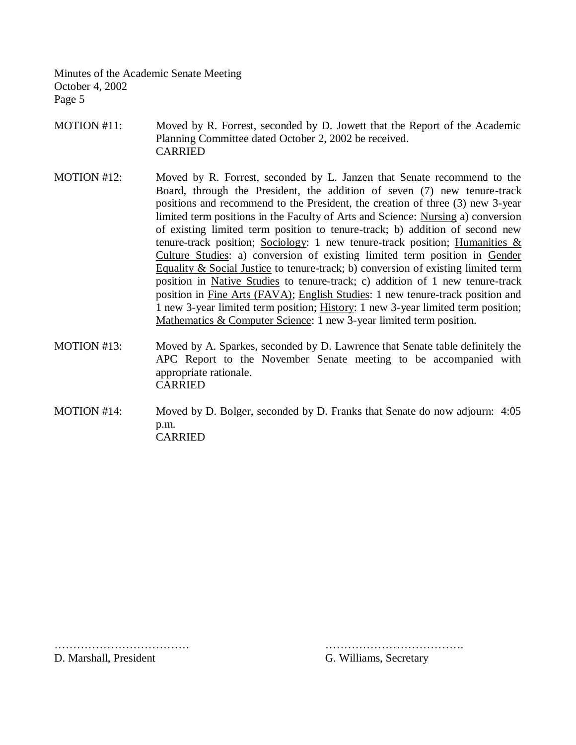MOTION #11: Moved by R. Forrest, seconded by D. Jowett that the Report of the Academic Planning Committee dated October 2, 2002 be received.
CARRIED

MOTION #12: Moved by R. Forrest, seconded by L. Janzen that Senate recommend to the Board, through the President, the addition of seven (7) new tenure-track positions and recommend to the President, the creation of three (3) new 3-year limited term positions in the Faculty of Arts and Science: <u>Nursing</u> a) conversion of existing limited term position to tenure-track; b) addition of second new tenure-track position; <u>Sociology</u>: 1 new tenure-track position; <u>Humanities & Culture Studies</u>: a) conversion of existing limited term position in <u>Gender Equality & Social Justice</u> to tenure-track; b) conversion of existing limited term position in <u>Native Studies</u> to tenure-track; c) addition of 1 new tenure-track position in <u>Fine Arts (FAVA)</u>; <u>English Studies</u>: 1 new tenure-track position and 1 new 3-year limited term position; <u>History</u>: 1 new 3-year limited term position; <u>Mathematics & Computer Science</u>: 1 new 3-year limited term position.

MOTION #13: Moved by A. Sparkes, seconded by D. Lawrence that Senate table definitely the APC Report to the November Senate meeting to be accompanied with appropriate rationale.
CARRIED

MOTION #14: Moved by D. Bolger, seconded by D. Franks that Senate do now adjourn: 4:05 p.m.
CARRIED

………………………………
D. Marshall, President

……………………………….
G. Williams, Secretary